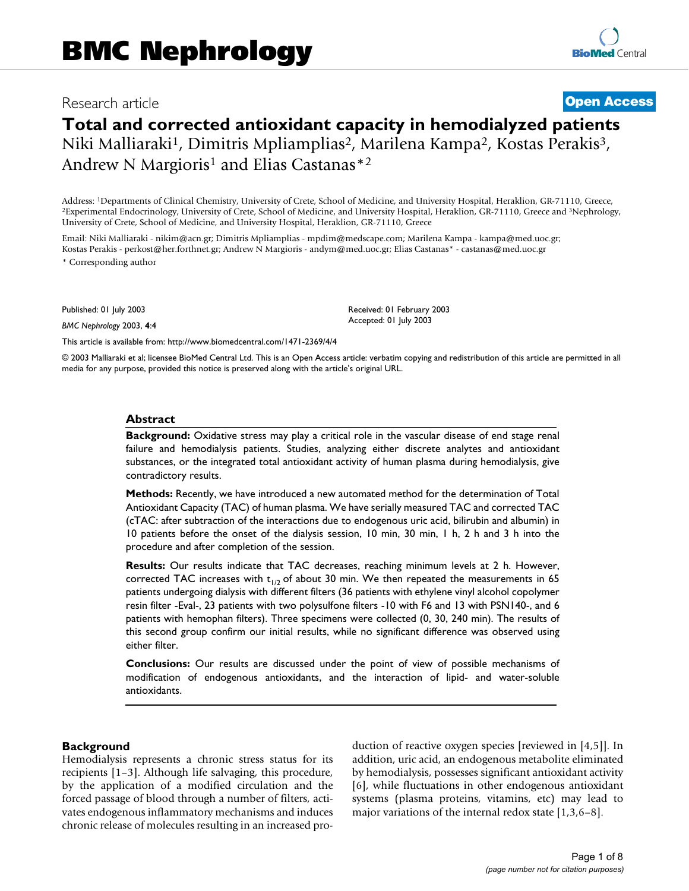Research article

**Open Access**

# Total and corrected antioxidant capacity in hemodialyzed patients

Niki Malliaraki[1], Dimitris Mpliamplias[2], Marilena Kampa[2], Kostas Perakis[3], Andrew N Margioris[1] and Elias Castanas*[2]

Address: [1]Departments of Clinical Chemistry, University of Crete, School of Medicine, and University Hospital, Heraklion, GR-71110, Greece, [2]Experimental Endocrinology, University of Crete, School of Medicine, and University Hospital, Heraklion, GR-71110, Greece and [3]Nephrology, University of Crete, School of Medicine, and University Hospital, Heraklion, GR-71110, Greece

Email: Niki Malliaraki - nikim@acn.gr; Dimitris Mpliamplias - mpdim@medscape.com; Marilena Kampa - kampa@med.uoc.gr; Kostas Perakis - perkost@her.forthnet.gr; Andrew N Margioris - andym@med.uoc.gr; Elias Castanas* - castanas@med.uoc.gr

\* Corresponding author

Published: 01 July 2003

*BMC Nephrology* 2003, **4**:4

Received: 01 February 2003
Accepted: 01 July 2003

This article is available from: http://www.biomedcentral.com/1471-2369/4/4

© 2003 Malliaraki et al; licensee BioMed Central Ltd. This is an Open Access article: verbatim copying and redistribution of this article are permitted in all media for any purpose, provided this notice is preserved along with the article's original URL.

## Abstract

**Background:** Oxidative stress may play a critical role in the vascular disease of end stage renal failure and hemodialysis patients. Studies, analyzing either discrete analytes and antioxidant substances, or the integrated total antioxidant activity of human plasma during hemodialysis, give contradictory results.

**Methods:** Recently, we have introduced a new automated method for the determination of Total Antioxidant Capacity (TAC) of human plasma. We have serially measured TAC and corrected TAC (cTAC: after subtraction of the interactions due to endogenous uric acid, bilirubin and albumin) in 10 patients before the onset of the dialysis session, 10 min, 30 min, 1 h, 2 h and 3 h into the procedure and after completion of the session.

**Results:** Our results indicate that TAC decreases, reaching minimum levels at 2 h. However, corrected TAC increases with $t_{1/2}$ of about 30 min. We then repeated the measurements in 65 patients undergoing dialysis with different filters (36 patients with ethylene vinyl alcohol copolymer resin filter -Eval-, 23 patients with two polysulfone filters -10 with F6 and 13 with PSN140-, and 6 patients with hemophan filters). Three specimens were collected (0, 30, 240 min). The results of this second group confirm our initial results, while no significant difference was observed using either filter.

**Conclusions:** Our results are discussed under the point of view of possible mechanisms of modification of endogenous antioxidants, and the interaction of lipid- and water-soluble antioxidants.

## Background

Hemodialysis represents a chronic stress status for its recipients [1–3]. Although life salvaging, this procedure, by the application of a modified circulation and the forced passage of blood through a number of filters, activates endogenous inflammatory mechanisms and induces chronic release of molecules resulting in an increased production of reactive oxygen species [reviewed in [4,5]]. In addition, uric acid, an endogenous metabolite eliminated by hemodialysis, possesses significant antioxidant activity [6], while fluctuations in other endogenous antioxidant systems (plasma proteins, vitamins, etc) may lead to major variations of the internal redox state [1,3,6–8].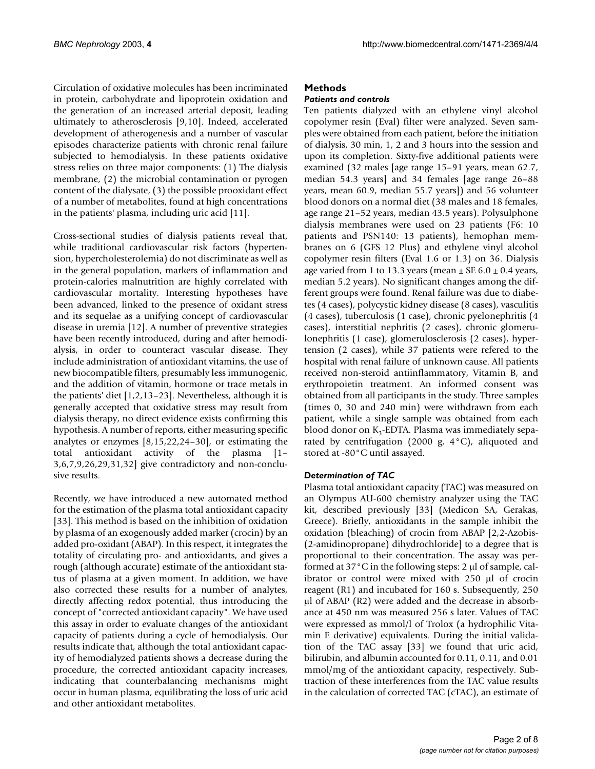Circulation of oxidative molecules has been incriminated in protein, carbohydrate and lipoprotein oxidation and the generation of an increased arterial deposit, leading ultimately to atherosclerosis [9,10]. Indeed, accelerated development of atherogenesis and a number of vascular episodes characterize patients with chronic renal failure subjected to hemodialysis. In these patients oxidative stress relies on three major components: (1) The dialysis membrane, (2) the microbial contamination or pyrogen content of the dialysate, (3) the possible prooxidant effect of a number of metabolites, found at high concentrations in the patients' plasma, including uric acid [11].

Cross-sectional studies of dialysis patients reveal that, while traditional cardiovascular risk factors (hypertension, hypercholesterolemia) do not discriminate as well as in the general population, markers of inflammation and protein-calories malnutrition are highly correlated with cardiovascular mortality. Interesting hypotheses have been advanced, linked to the presence of oxidant stress and its sequelae as a unifying concept of cardiovascular disease in uremia [12]. A number of preventive strategies have been recently introduced, during and after hemodialysis, in order to counteract vascular disease. They include administration of antioxidant vitamins, the use of new biocompatible filters, presumably less immunogenic, and the addition of vitamin, hormone or trace metals in the patients' diet [1,2,13–23]. Nevertheless, although it is generally accepted that oxidative stress may result from dialysis therapy, no direct evidence exists confirming this hypothesis. A number of reports, either measuring specific analytes or enzymes [8,15,22,24–30], or estimating the total antioxidant activity of the plasma [1–3,6,7,9,26,29,31,32] give contradictory and non-conclusive results.

Recently, we have introduced a new automated method for the estimation of the plasma total antioxidant capacity [33]. This method is based on the inhibition of oxidation by plasma of an exogenously added marker (crocin) by an added pro-oxidant (ABAP). In this respect, it integrates the totality of circulating pro- and antioxidants, and gives a rough (although accurate) estimate of the antioxidant status of plasma at a given moment. In addition, we have also corrected these results for a number of analytes, directly affecting redox potential, thus introducing the concept of "corrected antioxidant capacity". We have used this assay in order to evaluate changes of the antioxidant capacity of patients during a cycle of hemodialysis. Our results indicate that, although the total antioxidant capacity of hemodialyzed patients shows a decrease during the procedure, the corrected antioxidant capacity increases, indicating that counterbalancing mechanisms might occur in human plasma, equilibrating the loss of uric acid and other antioxidant metabolites.

## Methods

### *Patients and controls*

Ten patients dialyzed with an ethylene vinyl alcohol copolymer resin (Eval) filter were analyzed. Seven samples were obtained from each patient, before the initiation of dialysis, 30 min, 1, 2 and 3 hours into the session and upon its completion. Sixty-five additional patients were examined (32 males [age range 15–91 years, mean 62.7, median 54.3 years] and 34 females [age range 26–88 years, mean 60.9, median 55.7 years]) and 56 volunteer blood donors on a normal diet (38 males and 18 females, age range 21–52 years, median 43.5 years). Polysulphone dialysis membranes were used on 23 patients (F6: 10 patients and PSN140: 13 patients), hemophan membranes on 6 (GFS 12 Plus) and ethylene vinyl alcohol copolymer resin filters (Eval 1.6 or 1.3) on 36. Dialysis age varied from 1 to 13.3 years (mean ± SE 6.0 ± 0.4 years, median 5.2 years). No significant changes among the different groups were found. Renal failure was due to diabetes (4 cases), polycystic kidney disease (8 cases), vasculitis (4 cases), tuberculosis (1 case), chronic pyelonephritis (4 cases), interstitial nephritis (2 cases), chronic glomerulonephritis (1 case), glomerulosclerosis (2 cases), hypertension (2 cases), while 37 patients were refered to the hospital with renal failure of unknown cause. All patients received non-steroid antiinflammatory, Vitamin B, and erythropoietin treatment. An informed consent was obtained from all participants in the study. Three samples (times 0, 30 and 240 min) were withdrawn from each patient, while a single sample was obtained from each blood donor on $K_3$-EDTA. Plasma was immediately separated by centrifugation (2000 g, 4°C), aliquoted and stored at -80°C until assayed.

### *Determination of TAC*

Plasma total antioxidant capacity (TAC) was measured on an Olympus AU-600 chemistry analyzer using the TAC kit, described previously [33] (Medicon SA, Gerakas, Greece). Briefly, antioxidants in the sample inhibit the oxidation (bleaching) of crocin from ABAP [2,2-Azobis-(2-amidinopropane) dihydrochloride] to a degree that is proportional to their concentration. The assay was performed at 37°C in the following steps: 2 μl of sample, calibrator or control were mixed with 250 μl of crocin reagent (R1) and incubated for 160 s. Subsequently, 250 μl of ABAP (R2) were added and the decrease in absorbance at 450 nm was measured 256 s later. Values of TAC were expressed as mmol/l of Trolox (a hydrophilic Vitamin E derivative) equivalents. During the initial validation of the TAC assay [33] we found that uric acid, bilirubin, and albumin accounted for 0.11, 0.11, and 0.01 mmol/mg of the antioxidant capacity, respectively. Subtraction of these interferences from the TAC value results in the calculation of corrected TAC (cTAC), an estimate of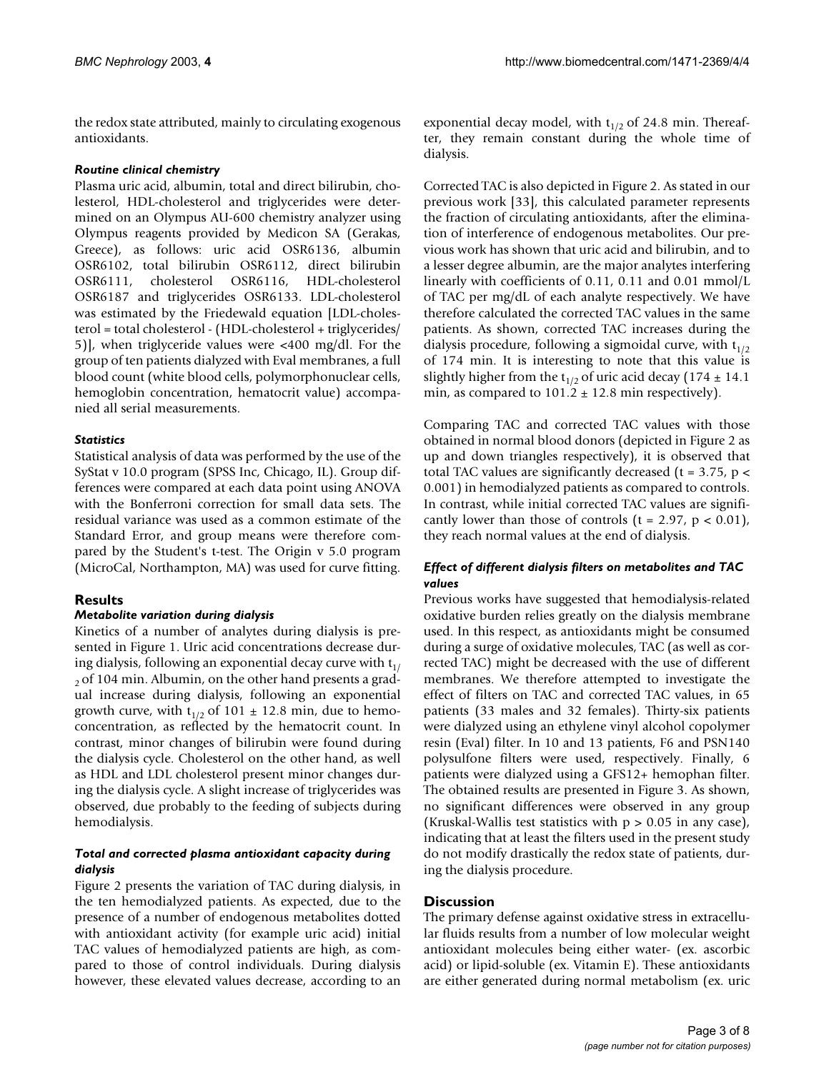the redox state attributed, mainly to circulating exogenous antioxidants.

### *Routine clinical chemistry*

Plasma uric acid, albumin, total and direct bilirubin, cholesterol, HDL-cholesterol and triglycerides were determined on an Olympus AU-600 chemistry analyzer using Olympus reagents provided by Medicon SA (Gerakas, Greece), as follows: uric acid OSR6136, albumin OSR6102, total bilirubin OSR6112, direct bilirubin OSR6111, cholesterol OSR6116, HDL-cholesterol OSR6187 and triglycerides OSR6133. LDL-cholesterol was estimated by the Friedewald equation [LDL-cholesterol = total cholesterol - (HDL-cholesterol + triglycerides/5)], when triglyceride values were <400 mg/dl. For the group of ten patients dialyzed with Eval membranes, a full blood count (white blood cells, polymorphonuclear cells, hemoglobin concentration, hematocrit value) accompanied all serial measurements.

### *Statistics*

Statistical analysis of data was performed by the use of the SyStat v 10.0 program (SPSS Inc, Chicago, IL). Group differences were compared at each data point using ANOVA with the Bonferroni correction for small data sets. The residual variance was used as a common estimate of the Standard Error, and group means were therefore compared by the Student's t-test. The Origin v 5.0 program (MicroCal, Northampton, MA) was used for curve fitting.

## Results

### *Metabolite variation during dialysis*

Kinetics of a number of analytes during dialysis is presented in Figure 1. Uric acid concentrations decrease during dialysis, following an exponential decay curve with $t_{1/2}$ of 104 min. Albumin, on the other hand presents a gradual increase during dialysis, following an exponential growth curve, with $t_{1/2}$ of $101 \pm 12.8$ min, due to hemoconcentration, as reflected by the hematocrit count. In contrast, minor changes of bilirubin were found during the dialysis cycle. Cholesterol on the other hand, as well as HDL and LDL cholesterol present minor changes during the dialysis cycle. A slight increase of triglycerides was observed, due probably to the feeding of subjects during hemodialysis.

### *Total and corrected plasma antioxidant capacity during dialysis*

Figure 2 presents the variation of TAC during dialysis, in the ten hemodialyzed patients. As expected, due to the presence of a number of endogenous metabolites dotted with antioxidant activity (for example uric acid) initial TAC values of hemodialyzed patients are high, as compared to those of control individuals. During dialysis however, these elevated values decrease, according to an exponential decay model, with $t_{1/2}$ of 24.8 min. Thereafter, they remain constant during the whole time of dialysis.

Corrected TAC is also depicted in Figure 2. As stated in our previous work [33], this calculated parameter represents the fraction of circulating antioxidants, after the elimination of interference of endogenous metabolites. Our previous work has shown that uric acid and bilirubin, and to a lesser degree albumin, are the major analytes interfering linearly with coefficients of 0.11, 0.11 and 0.01 mmol/L of TAC per mg/dL of each analyte respectively. We have therefore calculated the corrected TAC values in the same patients. As shown, corrected TAC increases during the dialysis procedure, following a sigmoidal curve, with $t_{1/2}$ of 174 min. It is interesting to note that this value is slightly higher from the $t_{1/2}$ of uric acid decay ($174 \pm 14.1$ min, as compared to $101.2 \pm 12.8$ min respectively).

Comparing TAC and corrected TAC values with those obtained in normal blood donors (depicted in Figure 2 as up and down triangles respectively), it is observed that total TAC values are significantly decreased ($t = 3.75$, $p < 0.001$) in hemodialyzed patients as compared to controls. In contrast, while initial corrected TAC values are significantly lower than those of controls ($t = 2.97$, $p < 0.01$), they reach normal values at the end of dialysis.

### *Effect of different dialysis filters on metabolites and TAC values*

Previous works have suggested that hemodialysis-related oxidative burden relies greatly on the dialysis membrane used. In this respect, as antioxidants might be consumed during a surge of oxidative molecules, TAC (as well as corrected TAC) might be decreased with the use of different membranes. We therefore attempted to investigate the effect of filters on TAC and corrected TAC values, in 65 patients (33 males and 32 females). Thirty-six patients were dialyzed using an ethylene vinyl alcohol copolymer resin (Eval) filter. In 10 and 13 patients, F6 and PSN140 polysulfone filters were used, respectively. Finally, 6 patients were dialyzed using a GFS12+ hemophan filter. The obtained results are presented in Figure 3. As shown, no significant differences were observed in any group (Kruskal-Wallis test statistics with $p > 0.05$ in any case), indicating that at least the filters used in the present study do not modify drastically the redox state of patients, during the dialysis procedure.

## Discussion

The primary defense against oxidative stress in extracellular fluids results from a number of low molecular weight antioxidant molecules being either water- (ex. ascorbic acid) or lipid-soluble (ex. Vitamin E). These antioxidants are either generated during normal metabolism (ex. uric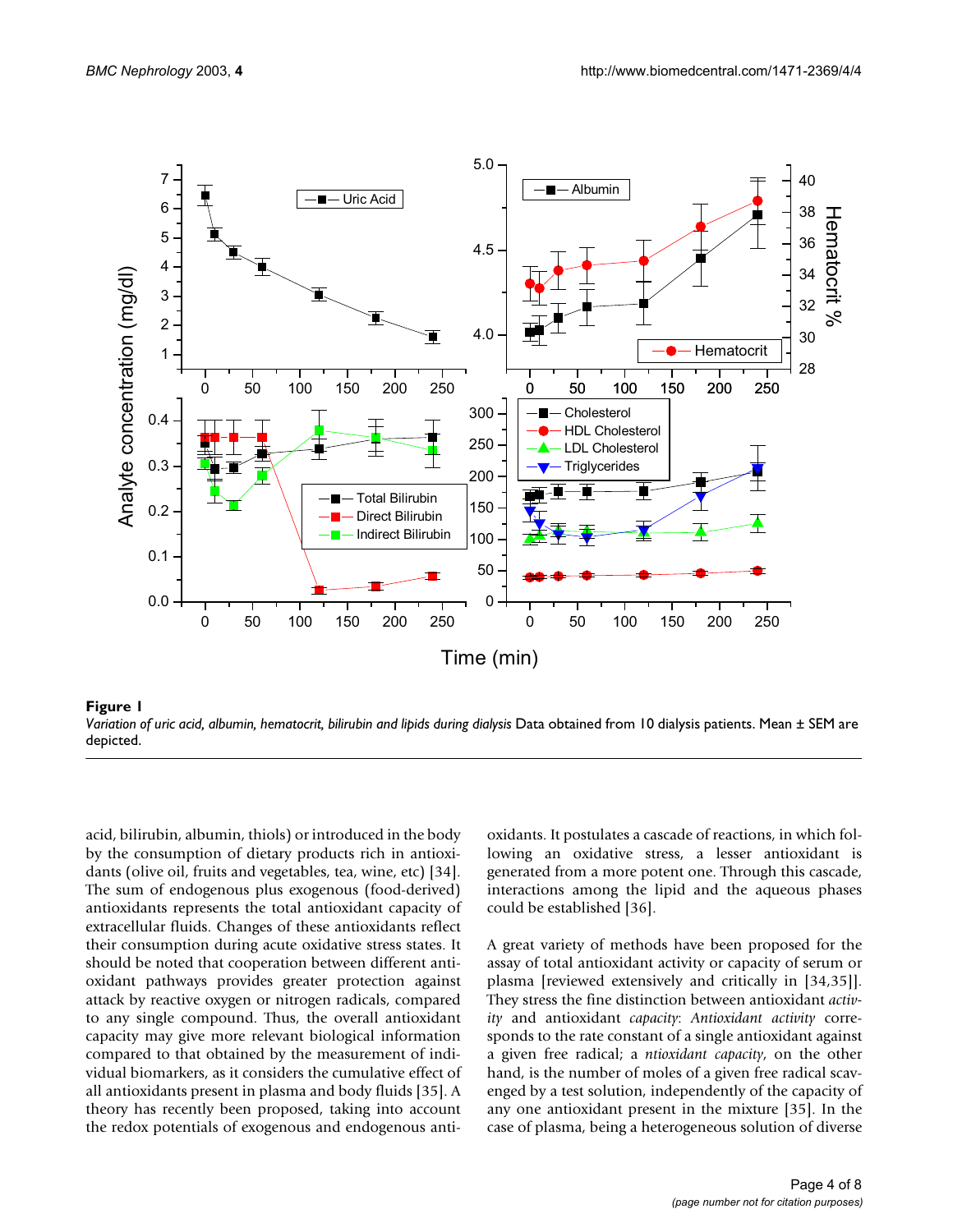**Figure 1**

*Variation of uric acid, albumin, hematocrit, bilirubin and lipids during dialysis* Data obtained from 10 dialysis patients. Mean ± SEM are depicted.

acid, bilirubin, albumin, thiols) or introduced in the body by the consumption of dietary products rich in antioxidants (olive oil, fruits and vegetables, tea, wine, etc) [34]. The sum of endogenous plus exogenous (food-derived) antioxidants represents the total antioxidant capacity of extracellular fluids. Changes of these antioxidants reflect their consumption during acute oxidative stress states. It should be noted that cooperation between different antioxidant pathways provides greater protection against attack by reactive oxygen or nitrogen radicals, compared to any single compound. Thus, the overall antioxidant capacity may give more relevant biological information compared to that obtained by the measurement of individual biomarkers, as it considers the cumulative effect of all antioxidants present in plasma and body fluids [35]. A theory has recently been proposed, taking into account the redox potentials of exogenous and endogenous antioxidants. It postulates a cascade of reactions, in which following an oxidative stress, a lesser antioxidant is generated from a more potent one. Through this cascade, interactions among the lipid and the aqueous phases could be established [36].

A great variety of methods have been proposed for the assay of total antioxidant activity or capacity of serum or plasma [reviewed extensively and critically in [34,35]]. They stress the fine distinction between antioxidant *activity* and antioxidant *capacity*: *Antioxidant activity* corresponds to the rate constant of a single antioxidant against a given free radical; a *ntioxidant capacity*, on the other hand, is the number of moles of a given free radical scavenged by a test solution, independently of the capacity of any one antioxidant present in the mixture [35]. In the case of plasma, being a heterogeneous solution of diverse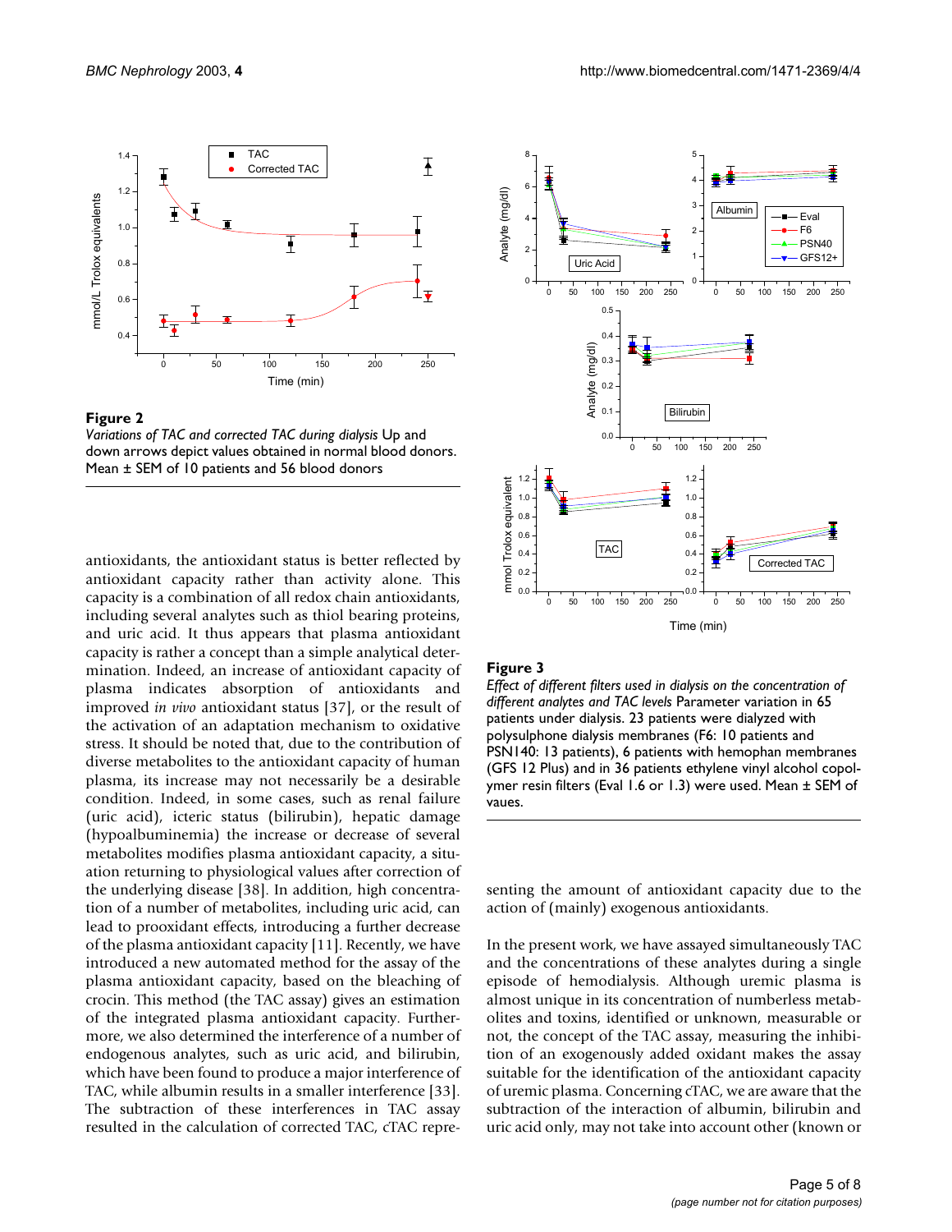TAC

Corrected TAC

mmol/L Trolox equivalents

1.4

1.2

1.0

0.8

0.6

0.4

0

50

100

150

200

250

Time (min)

**Figure 2**

*Variations of TAC and corrected TAC during dialysis* Up and down arrows depict values obtained in normal blood donors. Mean ± SEM of 10 patients and 56 blood donors

Analyte (mg/dl)

Uric Acid

Albumin

Eval

F6

PSN40

GFS12+

Bilirubin

mmol Trolox equivalent

TAC

Corrected TAC

Time (min)

**Figure 3**

*Effect of different filters used in dialysis on the concentration of different analytes and TAC levels* Parameter variation in 65 patients under dialysis. 23 patients were dialyzed with polysulphone dialysis membranes (F6: 10 patients and PSN140: 13 patients), 6 patients with hemophan membranes (GFS 12 Plus) and in 36 patients ethylene vinyl alcohol copolymer resin filters (Eval 1.6 or 1.3) were used. Mean ± SEM of vaues.

antioxidants, the antioxidant status is better reflected by antioxidant capacity rather than activity alone. This capacity is a combination of all redox chain antioxidants, including several analytes such as thiol bearing proteins, and uric acid. It thus appears that plasma antioxidant capacity is rather a concept than a simple analytical determination. Indeed, an increase of antioxidant capacity of plasma indicates absorption of antioxidants and improved *in vivo* antioxidant status [37], or the result of the activation of an adaptation mechanism to oxidative stress. It should be noted that, due to the contribution of diverse metabolites to the antioxidant capacity of human plasma, its increase may not necessarily be a desirable condition. Indeed, in some cases, such as renal failure (uric acid), icteric status (bilirubin), hepatic damage (hypoalbuminemia) the increase or decrease of several metabolites modifies plasma antioxidant capacity, a situation returning to physiological values after correction of the underlying disease [38]. In addition, high concentration of a number of metabolites, including uric acid, can lead to prooxidant effects, introducing a further decrease of the plasma antioxidant capacity [11]. Recently, we have introduced a new automated method for the assay of the plasma antioxidant capacity, based on the bleaching of crocin. This method (the TAC assay) gives an estimation of the integrated plasma antioxidant capacity. Furthermore, we also determined the interference of a number of endogenous analytes, such as uric acid, and bilirubin, which have been found to produce a major interference of TAC, while albumin results in a smaller interference [33]. The subtraction of these interferences in TAC assay resulted in the calculation of corrected TAC, cTAC representing the amount of antioxidant capacity due to the action of (mainly) exogenous antioxidants.

In the present work, we have assayed simultaneously TAC and the concentrations of these analytes during a single episode of hemodialysis. Although uremic plasma is almost unique in its concentration of numberless metabolites and toxins, identified or unknown, measurable or not, the concept of the TAC assay, measuring the inhibition of an exogenously added oxidant makes the assay suitable for the identification of the antioxidant capacity of uremic plasma. Concerning cTAC, we are aware that the subtraction of the interaction of albumin, bilirubin and uric acid only, may not take into account other (known or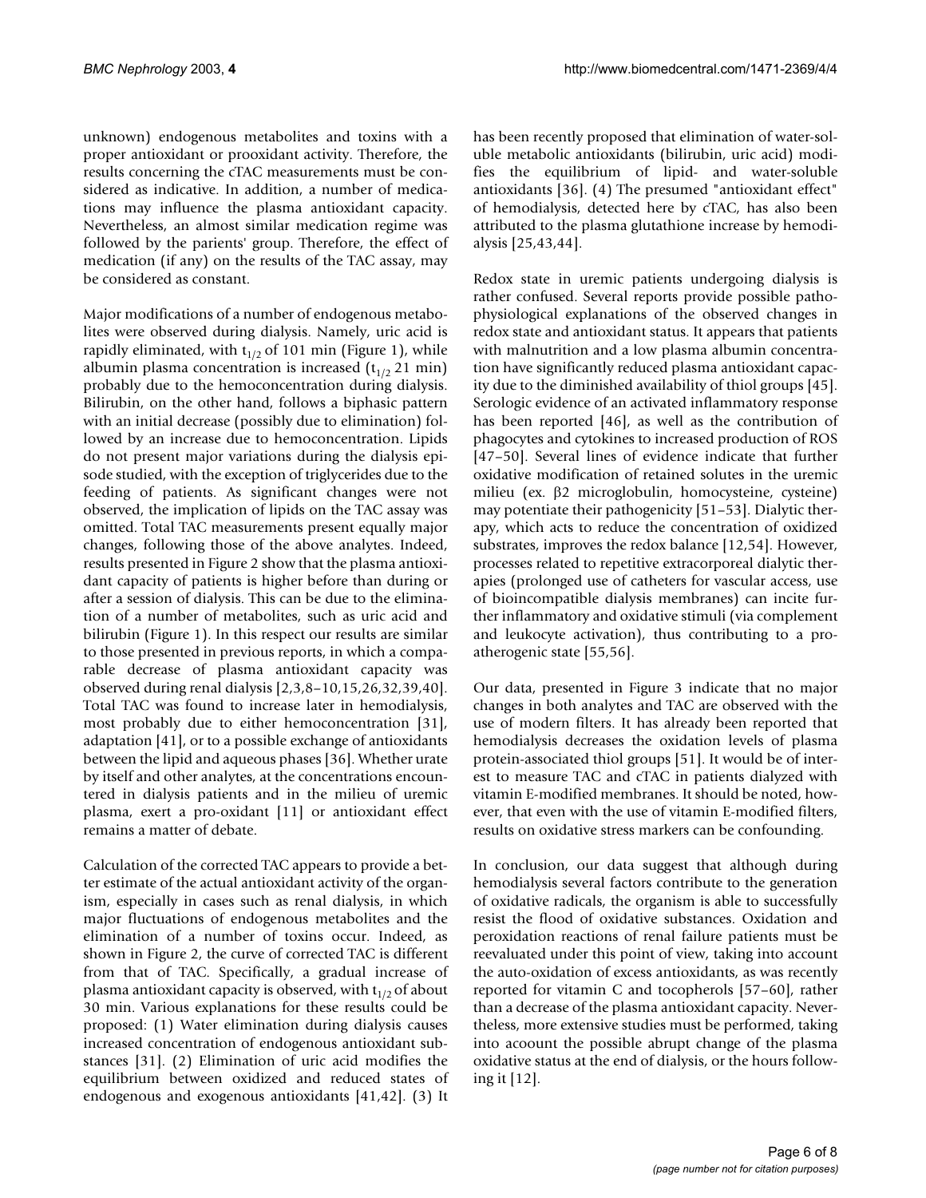unknown) endogenous metabolites and toxins with a proper antioxidant or prooxidant activity. Therefore, the results concerning the cTAC measurements must be considered as indicative. In addition, a number of medications may influence the plasma antioxidant capacity. Nevertheless, an almost similar medication regime was followed by the parients' group. Therefore, the effect of medication (if any) on the results of the TAC assay, may be considered as constant.

Major modifications of a number of endogenous metabolites were observed during dialysis. Namely, uric acid is rapidly eliminated, with $t_{1/2}$ of 101 min (Figure 1), while albumin plasma concentration is increased ($t_{1/2}$ 21 min) probably due to the hemoconcentration during dialysis. Bilirubin, on the other hand, follows a biphasic pattern with an initial decrease (possibly due to elimination) followed by an increase due to hemoconcentration. Lipids do not present major variations during the dialysis episode studied, with the exception of triglycerides due to the feeding of patients. As significant changes were not observed, the implication of lipids on the TAC assay was omitted. Total TAC measurements present equally major changes, following those of the above analytes. Indeed, results presented in Figure 2 show that the plasma antioxidant capacity of patients is higher before than during or after a session of dialysis. This can be due to the elimination of a number of metabolites, such as uric acid and bilirubin (Figure 1). In this respect our results are similar to those presented in previous reports, in which a comparable decrease of plasma antioxidant capacity was observed during renal dialysis [2,3,8–10,15,26,32,39,40]. Total TAC was found to increase later in hemodialysis, most probably due to either hemoconcentration [31], adaptation [41], or to a possible exchange of antioxidants between the lipid and aqueous phases [36]. Whether urate by itself and other analytes, at the concentrations encountered in dialysis patients and in the milieu of uremic plasma, exert a pro-oxidant [11] or antioxidant effect remains a matter of debate.

Calculation of the corrected TAC appears to provide a better estimate of the actual antioxidant activity of the organism, especially in cases such as renal dialysis, in which major fluctuations of endogenous metabolites and the elimination of a number of toxins occur. Indeed, as shown in Figure 2, the curve of corrected TAC is different from that of TAC. Specifically, a gradual increase of plasma antioxidant capacity is observed, with $t_{1/2}$ of about 30 min. Various explanations for these results could be proposed: (1) Water elimination during dialysis causes increased concentration of endogenous antioxidant substances [31]. (2) Elimination of uric acid modifies the equilibrium between oxidized and reduced states of endogenous and exogenous antioxidants [41,42]. (3) It has been recently proposed that elimination of water-soluble metabolic antioxidants (bilirubin, uric acid) modifies the equilibrium of lipid- and water-soluble antioxidants [36]. (4) The presumed "antioxidant effect" of hemodialysis, detected here by cTAC, has also been attributed to the plasma glutathione increase by hemodialysis [25,43,44].

Redox state in uremic patients undergoing dialysis is rather confused. Several reports provide possible pathophysiological explanations of the observed changes in redox state and antioxidant status. It appears that patients with malnutrition and a low plasma albumin concentration have significantly reduced plasma antioxidant capacity due to the diminished availability of thiol groups [45]. Serologic evidence of an activated inflammatory response has been reported [46], as well as the contribution of phagocytes and cytokines to increased production of ROS [47–50]. Several lines of evidence indicate that further oxidative modification of retained solutes in the uremic milieu (ex. β2 microglobulin, homocysteine, cysteine) may potentiate their pathogenicity [51–53]. Dialytic therapy, which acts to reduce the concentration of oxidized substrates, improves the redox balance [12,54]. However, processes related to repetitive extracorporeal dialytic therapies (prolonged use of catheters for vascular access, use of bioincompatible dialysis membranes) can incite further inflammatory and oxidative stimuli (via complement and leukocyte activation), thus contributing to a pro-atherogenic state [55,56].

Our data, presented in Figure 3 indicate that no major changes in both analytes and TAC are observed with the use of modern filters. It has already been reported that hemodialysis decreases the oxidation levels of plasma protein-associated thiol groups [51]. It would be of interest to measure TAC and cTAC in patients dialyzed with vitamin E-modified membranes. It should be noted, however, that even with the use of vitamin E-modified filters, results on oxidative stress markers can be confounding.

In conclusion, our data suggest that although during hemodialysis several factors contribute to the generation of oxidative radicals, the organism is able to successfully resist the flood of oxidative substances. Oxidation and peroxidation reactions of renal failure patients must be reevaluated under this point of view, taking into account the auto-oxidation of excess antioxidants, as was recently reported for vitamin C and tocopherols [57–60], rather than a decrease of the plasma antioxidant capacity. Nevertheless, more extensive studies must be performed, taking into acoount the possible abrupt change of the plasma oxidative status at the end of dialysis, or the hours following it [12].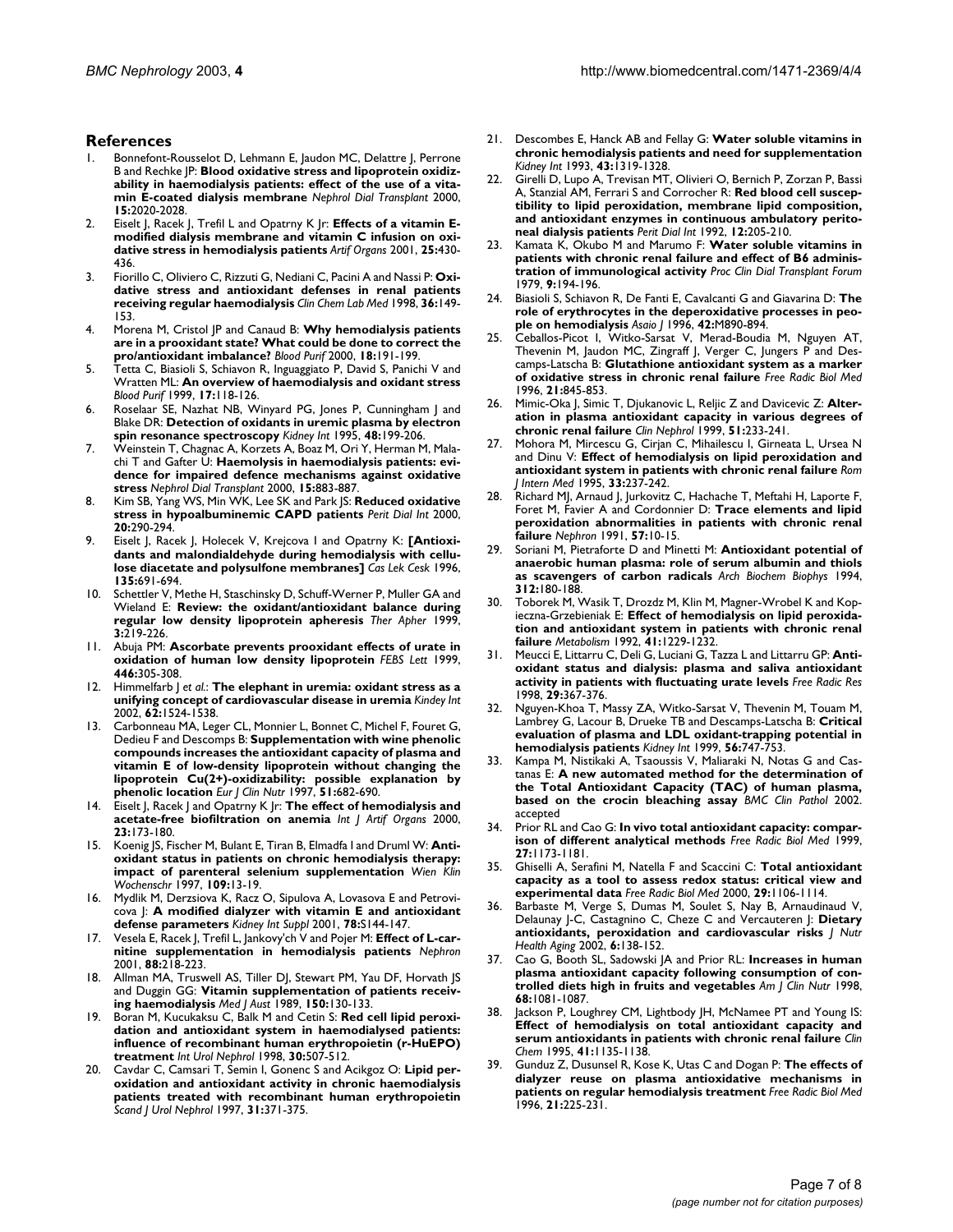## References

1. Bonnefont-Rousselot D, Lehmann E, Jaudon MC, Delattre J, Perrone B and Rechke JP: **Blood oxidative stress and lipoprotein oxidizability in haemodialysis patients: effect of the use of a vitamin E-coated dialysis membrane** *Nephrol Dial Transplant* 2000, **15:**2020-2028.
2. Eiselt J, Racek J, Trefil L and Opatrny K Jr: **Effects of a vitamin E-modified dialysis membrane and vitamin C infusion on oxidative stress in hemodialysis patients** *Artif Organs* 2001, **25:**430-436.
3. Fiorillo C, Oliviero C, Rizzuti G, Nediani C, Pacini A and Nassi P: **Oxidative stress and antioxidant defenses in renal patients receiving regular haemodialysis** *Clin Chem Lab Med* 1998, **36:**149-153.
4. Morena M, Cristol JP and Canaud B: **Why hemodialysis patients are in a prooxidant state? What could be done to correct the pro/antioxidant imbalance?** *Blood Purif* 2000, **18:**191-199.
5. Tetta C, Biasioli S, Schiavon R, Inguaggiato P, David S, Panichi V and Wratten ML: **An overview of haemodialysis and oxidant stress** *Blood Purif* 1999, **17:**118-126.
6. Roselaar SE, Nazhat NB, Winyard PG, Jones P, Cunningham J and Blake DR: **Detection of oxidants in uremic plasma by electron spin resonance spectroscopy** *Kidney Int* 1995, **48:**199-206.
7. Weinstein T, Chagnac A, Korzets A, Boaz M, Ori Y, Herman M, Malachi T and Gafter U: **Haemolysis in haemodialysis patients: evidence for impaired defence mechanisms against oxidative stress** *Nephrol Dial Transplant* 2000, **15:**883-887.
8. Kim SB, Yang WS, Min WK, Lee SK and Park JS: **Reduced oxidative stress in hypoalbuminemic CAPD patients** *Perit Dial Int* 2000, **20:**290-294.
9. Eiselt J, Racek J, Holecek V, Krejcova I and Opatrny K: **[Antioxidants and malondialdehyde during hemodialysis with cellulose diacetate and polysulfone membranes]** *Cas Lek Cesk* 1996, **135:**691-694.
10. Schettler V, Methe H, Staschinsky D, Schuff-Werner P, Muller GA and Wieland E: **Review: the oxidant/antioxidant balance during regular low density lipoprotein apheresis** *Ther Apher* 1999, **3:**219-226.
11. Abuja PM: **Ascorbate prevents prooxidant effects of urate in oxidation of human low density lipoprotein** *FEBS Lett* 1999, **446:**305-308.
12. Himmelfarb J *et al.*: **The elephant in uremia: oxidant stress as a unifying concept of cardiovascular disease in uremia** *Kindey Int* 2002, **62:**1524-1538.
13. Carbonneau MA, Leger CL, Monnier L, Bonnet C, Michel F, Fouret G, Dedieu F and Descomps B: **Supplementation with wine phenolic compounds increases the antioxidant capacity of plasma and vitamin E of low-density lipoprotein without changing the lipoprotein Cu(2+)-oxidizability: possible explanation by phenolic location** *Eur J Clin Nutr* 1997, **51:**682-690.
14. Eiselt J, Racek J and Opatrny K Jr: **The effect of hemodialysis and acetate-free biofiltration on anemia** *Int J Artif Organs* 2000, **23:**173-180.
15. Koenig JS, Fischer M, Bulant E, Tiran B, Elmadfa I and Druml W: **Antioxidant status in patients on chronic hemodialysis therapy: impact of parenteral selenium supplementation** *Wien Klin Wochenschr* 1997, **109:**13-19.
16. Mydlik M, Derzsiova K, Racz O, Sipulova A, Lovasova E and Petrovicova J: **A modified dialyzer with vitamin E and antioxidant defense parameters** *Kidney Int Suppl* 2001, **78:**S144-147.
17. Vesela E, Racek J, Trefil L, Jankovy'ch V and Pojer M: **Effect of L-carnitine supplementation in hemodialysis patients** *Nephron* 2001, **88:**218-223.
18. Allman MA, Truswell AS, Tiller DJ, Stewart PM, Yau DF, Horvath JS and Duggin GG: **Vitamin supplementation of patients receiving haemodialysis** *Med J Aust* 1989, **150:**130-133.
19. Boran M, Kucukaksu C, Balk M and Cetin S: **Red cell lipid peroxidation and antioxidant system in haemodialysed patients: influence of recombinant human erythropoietin (r-HuEPO) treatment** *Int Urol Nephrol* 1998, **30:**507-512.
20. Cavdar C, Camsari T, Semin I, Gonenc S and Acikgoz O: **Lipid peroxidation and antioxidant activity in chronic haemodialysis patients treated with recombinant human erythropoietin** *Scand J Urol Nephrol* 1997, **31:**371-375.
21. Descombes E, Hanck AB and Fellay G: **Water soluble vitamins in chronic hemodialysis patients and need for supplementation** *Kidney Int* 1993, **43:**1319-1328.
22. Girelli D, Lupo A, Trevisan MT, Olivieri O, Bernich P, Zorzan P, Bassi A, Stanzial AM, Ferrari S and Corrocher R: **Red blood cell susceptibility to lipid peroxidation, membrane lipid composition, and antioxidant enzymes in continuous ambulatory peritoneal dialysis patients** *Perit Dial Int* 1992, **12:**205-210.
23. Kamata K, Okubo M and Marumo F: **Water soluble vitamins in patients with chronic renal failure and effect of B6 administration of immunological activity** *Proc Clin Dial Transplant Forum* 1979, **9:**194-196.
24. Biasioli S, Schiavon R, De Fanti E, Cavalcanti G and Giavarina D: **The role of erythrocytes in the deperoxidative processes in people on hemodialysis** *Asaio J* 1996, **42:**M890-894.
25. Ceballos-Picot I, Witko-Sarsat V, Merad-Boudia M, Nguyen AT, Thevenin M, Jaudon MC, Zingraff J, Verger C, Jungers P and Descamps-Latscha B: **Glutathione antioxidant system as a marker of oxidative stress in chronic renal failure** *Free Radic Biol Med* 1996, **21:**845-853.
26. Mimic-Oka J, Simic T, Djukanovic L, Reljic Z and Davicevic Z: **Alteration in plasma antioxidant capacity in various degrees of chronic renal failure** *Clin Nephrol* 1999, **51:**233-241.
27. Mohora M, Mircescu G, Cirjan C, Mihailescu I, Girneata L, Ursea N and Dinu V: **Effect of hemodialysis on lipid peroxidation and antioxidant system in patients with chronic renal failure** *Rom J Intern Med* 1995, **33:**237-242.
28. Richard MJ, Arnaud J, Jurkovitz C, Hachache T, Meftahi H, Laporte F, Foret M, Favier A and Cordonnier D: **Trace elements and lipid peroxidation abnormalities in patients with chronic renal failure** *Nephron* 1991, **57:**10-15.
29. Soriani M, Pietraforte D and Minetti M: **Antioxidant potential of anaerobic human plasma: role of serum albumin and thiols as scavengers of carbon radicals** *Arch Biochem Biophys* 1994, **312:**180-188.
30. Toborek M, Wasik T, Drozdz M, Klin M, Magner-Wrobel K and Kopieczna-Grzebieniak E: **Effect of hemodialysis on lipid peroxidation and antioxidant system in patients with chronic renal failure** *Metabolism* 1992, **41:**1229-1232.
31. Meucci E, Littarru C, Deli G, Luciani G, Tazza L and Littarru GP: **Antioxidant status and dialysis: plasma and saliva antioxidant activity in patients with fluctuating urate levels** *Free Radic Res* 1998, **29:**367-376.
32. Nguyen-Khoa T, Massy ZA, Witko-Sarsat V, Thevenin M, Touam M, Lambrey G, Lacour B, Drueke TB and Descamps-Latscha B: **Critical evaluation of plasma and LDL oxidant-trapping potential in hemodialysis patients** *Kidney Int* 1999, **56:**747-753.
33. Kampa M, Nistikaki A, Tsaoussis V, Maliaraki N, Notas G and Castanas E: **A new automated method for the determination of the Total Antioxidant Capacity (TAC) of human plasma, based on the crocin bleaching assay** *BMC Clin Pathol* 2002. accepted
34. Prior RL and Cao G: **In vivo total antioxidant capacity: comparison of different analytical methods** *Free Radic Biol Med* 1999, **27:**1173-1181.
35. Ghiselli A, Serafini M, Natella F and Scaccini C: **Total antioxidant capacity as a tool to assess redox status: critical view and experimental data** *Free Radic Biol Med* 2000, **29:**1106-1114.
36. Barbaste M, Verge S, Dumas M, Soulet S, Nay B, Arnaudinaud V, Delaunay J-C, Castagnino C, Cheze C and Vercauteren J: **Dietary antioxidants, peroxidation and cardiovascular risks** *J Nutr Health Aging* 2002, **6:**138-152.
37. Cao G, Booth SL, Sadowski JA and Prior RL: **Increases in human plasma antioxidant capacity following consumption of controlled diets high in fruits and vegetables** *Am J Clin Nutr* 1998, **68:**1081-1087.
38. Jackson P, Loughrey CM, Lightbody JH, McNamee PT and Young IS: **Effect of hemodialysis on total antioxidant capacity and serum antioxidants in patients with chronic renal failure** *Clin Chem* 1995, **41:**1135-1138.
39. Gunduz Z, Dusunsel R, Kose K, Utas C and Dogan P: **The effects of dialyzer reuse on plasma antioxidative mechanisms in patients on regular hemodialysis treatment** *Free Radic Biol Med* 1996, **21:**225-231.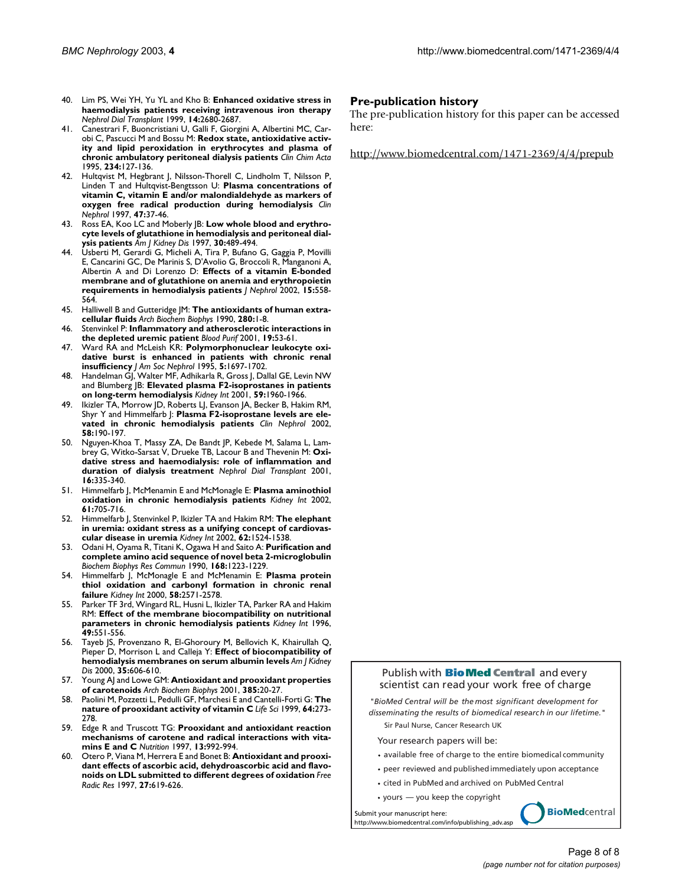40. Lim PS, Wei YH, Yu YL and Kho B: **Enhanced oxidative stress in haemodialysis patients receiving intravenous iron therapy** *Nephrol Dial Transplant* 1999, **14:**2680-2687.
41. Canestrari F, Buoncristiani U, Galli F, Giorgini A, Albertini MC, Carobi C, Pascucci M and Bossu M: **Redox state, antioxidative activity and lipid peroxidation in erythrocytes and plasma of chronic ambulatory peritoneal dialysis patients** *Clin Chim Acta* 1995, **234:**127-136.
42. Hultqvist M, Hegbrant J, Nilsson-Thorell C, Lindholm T, Nilsson P, Linden T and Hultqvist-Bengtsson U: **Plasma concentrations of vitamin C, vitamin E and/or malondialdehyde as markers of oxygen free radical production during hemodialysis** *Clin Nephrol* 1997, **47:**37-46.
43. Ross EA, Koo LC and Moberly JB: **Low whole blood and erythrocyte levels of glutathione in hemodialysis and peritoneal dialysis patients** *Am J Kidney Dis* 1997, **30:**489-494.
44. Usberti M, Gerardi G, Micheli A, Tira P, Bufano G, Gaggia P, Movilli E, Cancarini GC, De Marinis S, D'Avolio G, Broccoli R, Manganoni A, Albertin A and Di Lorenzo D: **Effects of a vitamin E-bonded membrane and of glutathione on anemia and erythropoietin requirements in hemodialysis patients** *J Nephrol* 2002, **15:**558-564.
45. Halliwell B and Gutteridge JM: **The antioxidants of human extracellular fluids** *Arch Biochem Biophys* 1990, **280:**1-8.
46. Stenvinkel P: **Inflammatory and atherosclerotic interactions in the depleted uremic patient** *Blood Purif* 2001, **19:**53-61.
47. Ward RA and McLeish KR: **Polymorphonuclear leukocyte oxidative burst is enhanced in patients with chronic renal insufficiency** *J Am Soc Nephrol* 1995, **5:**1697-1702.
48. Handelman GJ, Walter MF, Adhikarla R, Gross J, Dallal GE, Levin NW and Blumberg JB: **Elevated plasma F2-isoprostanes in patients on long-term hemodialysis** *Kidney Int* 2001, **59:**1960-1966.
49. Ikizler TA, Morrow JD, Roberts LJ, Evanson JA, Becker B, Hakim RM, Shyr Y and Himmelfarb J: **Plasma F2-isoprostane levels are elevated in chronic hemodialysis patients** *Clin Nephrol* 2002, **58:**190-197.
50. Nguyen-Khoa T, Massy ZA, De Bandt JP, Kebede M, Salama L, Lambrey G, Witko-Sarsat V, Drueke TB, Lacour B and Thevenin M: **Oxidative stress and haemodialysis: role of inflammation and duration of dialysis treatment** *Nephrol Dial Transplant* 2001, **16:**335-340.
51. Himmelfarb J, McMenamin E and McMonagle E: **Plasma aminothiol oxidation in chronic hemodialysis patients** *Kidney Int* 2002, **61:**705-716.
52. Himmelfarb J, Stenvinkel P, Ikizler TA and Hakim RM: **The elephant in uremia: oxidant stress as a unifying concept of cardiovascular disease in uremia** *Kidney Int* 2002, **62:**1524-1538.
53. Odani H, Oyama R, Titani K, Ogawa H and Saito A: **Purification and complete amino acid sequence of novel beta 2-microglobulin** *Biochem Biophys Res Commun* 1990, **168:**1223-1229.
54. Himmelfarb J, McMonagle E and McMenamin E: **Plasma protein thiol oxidation and carbonyl formation in chronic renal failure** *Kidney Int* 2000, **58:**2571-2578.
55. Parker TF 3rd, Wingard RL, Husni L, Ikizler TA, Parker RA and Hakim RM: **Effect of the membrane biocompatibility on nutritional parameters in chronic hemodialysis patients** *Kidney Int* 1996, **49:**551-556.
56. Tayeb JS, Provenzano R, El-Ghoroury M, Bellovich K, Khairullah Q, Pieper D, Morrison L and Calleja Y: **Effect of biocompatibility of hemodialysis membranes on serum albumin levels** *Am J Kidney Dis* 2000, **35:**606-610.
57. Young AJ and Lowe GM: **Antioxidant and prooxidant properties of carotenoids** *Arch Biochem Biophys* 2001, **385:**20-27.
58. Paolini M, Pozzetti L, Pedulli GF, Marchesi E and Cantelli-Forti G: **The nature of prooxidant activity of vitamin C** *Life Sci* 1999, **64:**273-278.
59. Edge R and Truscott TG: **Prooxidant and antioxidant reaction mechanisms of carotene and radical interactions with vitamins E and C** *Nutrition* 1997, **13:**992-994.
60. Otero P, Viana M, Herrera E and Bonet B: **Antioxidant and prooxidant effects of ascorbic acid, dehydroascorbic acid and flavonoids on LDL submitted to different degrees of oxidation** *Free Radic Res* 1997, **27:**619-626.

## Pre-publication history

The pre-publication history for this paper can be accessed here:

http://www.biomedcentral.com/1471-2369/4/4/prepub

Publish with **BioMed Central** and every scientist can read your work free of charge

*"BioMed Central will be the most significant development for disseminating the results of biomedical research in our lifetime."*

Sir Paul Nurse, Cancer Research UK

Your research papers will be:

- available free of charge to the entire biomedical community
- peer reviewed and published immediately upon acceptance
- cited in PubMed and archived on PubMed Central
- yours — you keep the copyright

Submit your manuscript here:
http://www.biomedcentral.com/info/publishing_adv.asp

BioMedcentral